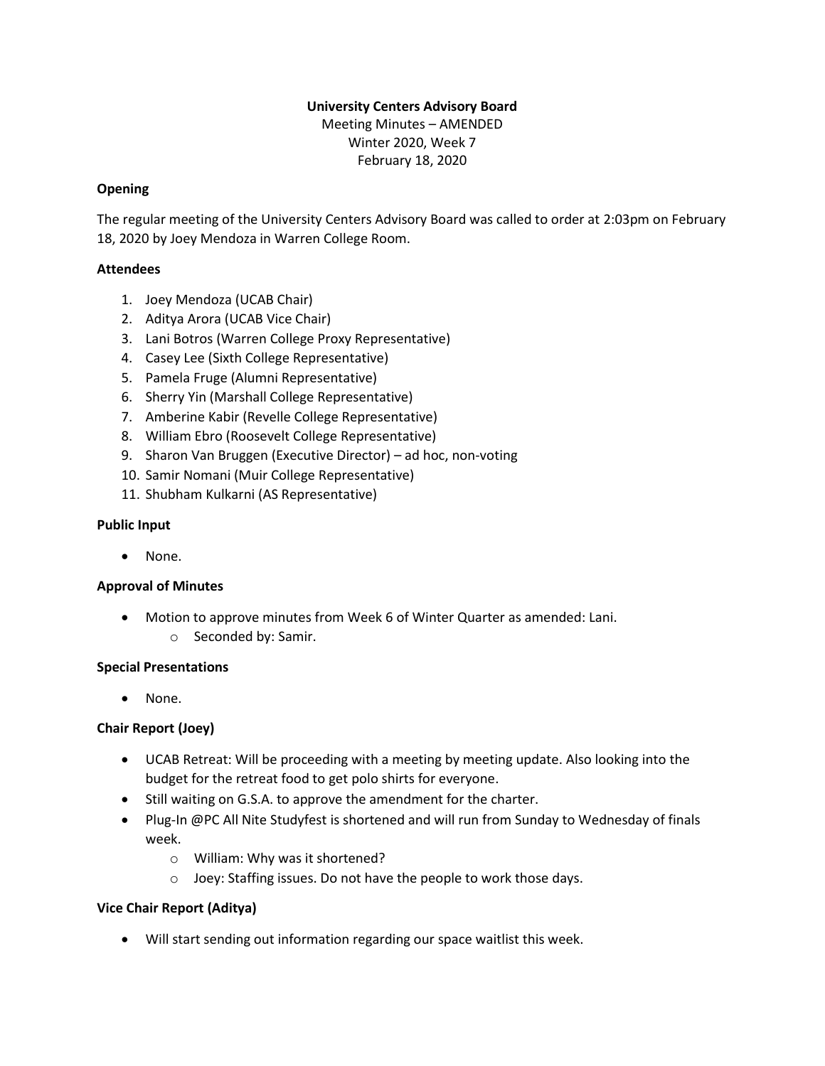**University Centers Advisory Board**

Meeting Minutes – AMENDED

Winter 2020, Week 7

February 18, 2020

**Opening**

The regular meeting of the University Centers Advisory Board was called to order at 2:03pm on February 18, 2020 by Joey Mendoza in Warren College Room.

**Attendees**

1. Joey Mendoza (UCAB Chair)
2. Aditya Arora (UCAB Vice Chair)
3. Lani Botros (Warren College Proxy Representative)
4. Casey Lee (Sixth College Representative)
5. Pamela Fruge (Alumni Representative)
6. Sherry Yin (Marshall College Representative)
7. Amberine Kabir (Revelle College Representative)
8. William Ebro (Roosevelt College Representative)
9. Sharon Van Bruggen (Executive Director) – ad hoc, non-voting
10. Samir Nomani (Muir College Representative)
11. Shubham Kulkarni (AS Representative)

**Public Input**

- None.

**Approval of Minutes**

- Motion to approve minutes from Week 6 of Winter Quarter as amended: Lani.
    - Seconded by: Samir.

**Special Presentations**

- None.

**Chair Report (Joey)**

- UCAB Retreat: Will be proceeding with a meeting by meeting update. Also looking into the budget for the retreat food to get polo shirts for everyone.
- Still waiting on G.S.A. to approve the amendment for the charter.
- Plug-In @PC All Nite Studyfest is shortened and will run from Sunday to Wednesday of finals week.
    - William: Why was it shortened?
    - Joey: Staffing issues. Do not have the people to work those days.

**Vice Chair Report (Aditya)**

- Will start sending out information regarding our space waitlist this week.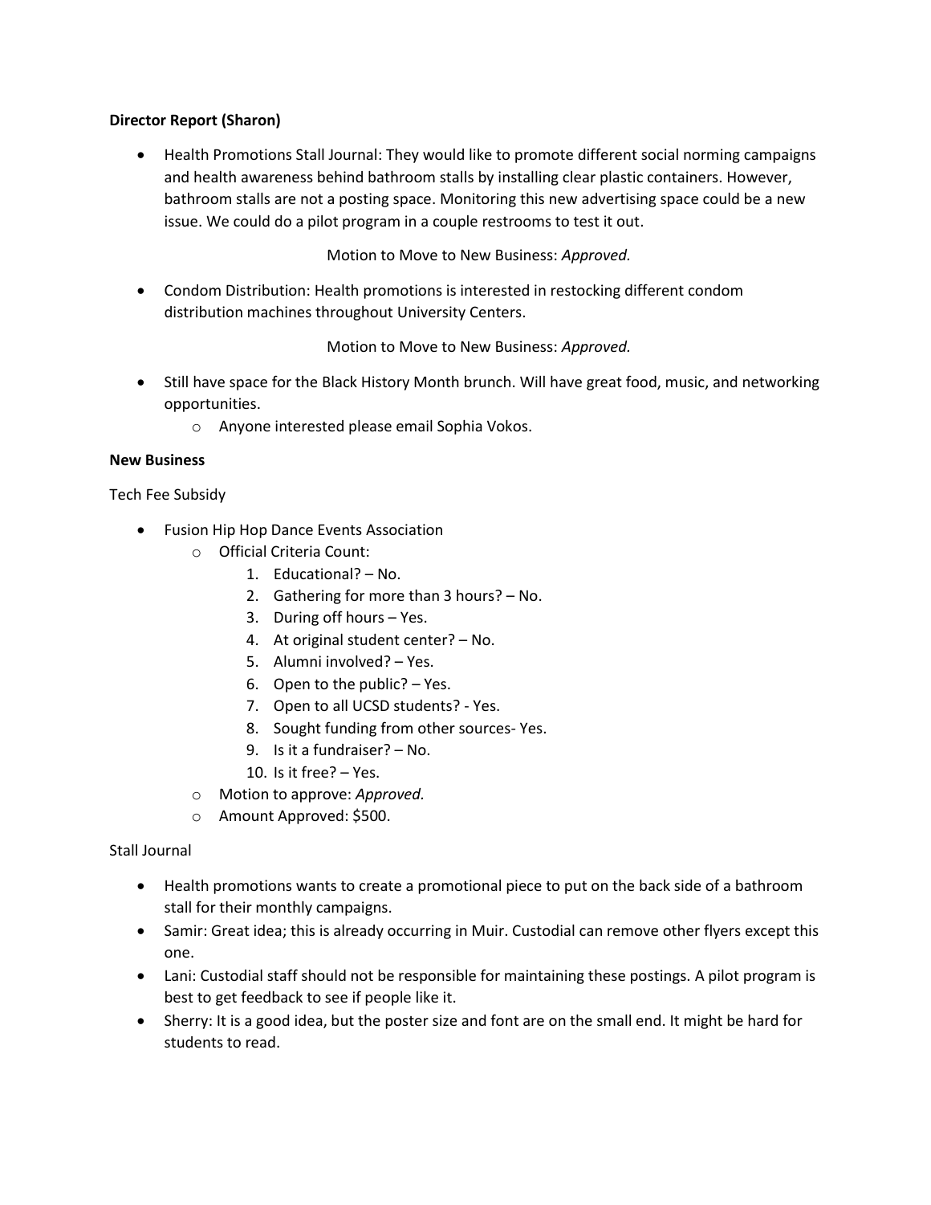**Director Report (Sharon)**

- Health Promotions Stall Journal: They would like to promote different social norming campaigns and health awareness behind bathroom stalls by installing clear plastic containers. However, bathroom stalls are not a posting space. Monitoring this new advertising space could be a new issue. We could do a pilot program in a couple restrooms to test it out.

Motion to Move to New Business: *Approved.*

- Condom Distribution: Health promotions is interested in restocking different condom distribution machines throughout University Centers.

Motion to Move to New Business: *Approved.*

- Still have space for the Black History Month brunch. Will have great food, music, and networking opportunities.
    - Anyone interested please email Sophia Vokos.

**New Business**

Tech Fee Subsidy

- Fusion Hip Hop Dance Events Association
    - Official Criteria Count:
        1. Educational? – No.
        2. Gathering for more than 3 hours? – No.
        3. During off hours – Yes.
        4. At original student center? – No.
        5. Alumni involved? – Yes.
        6. Open to the public? – Yes.
        7. Open to all UCSD students? - Yes.
        8. Sought funding from other sources- Yes.
        9. Is it a fundraiser? – No.
        10. Is it free? – Yes.
    - Motion to approve: *Approved.*
    - Amount Approved: $500.

Stall Journal

- Health promotions wants to create a promotional piece to put on the back side of a bathroom stall for their monthly campaigns.
- Samir: Great idea; this is already occurring in Muir. Custodial can remove other flyers except this one.
- Lani: Custodial staff should not be responsible for maintaining these postings. A pilot program is best to get feedback to see if people like it.
- Sherry: It is a good idea, but the poster size and font are on the small end. It might be hard for students to read.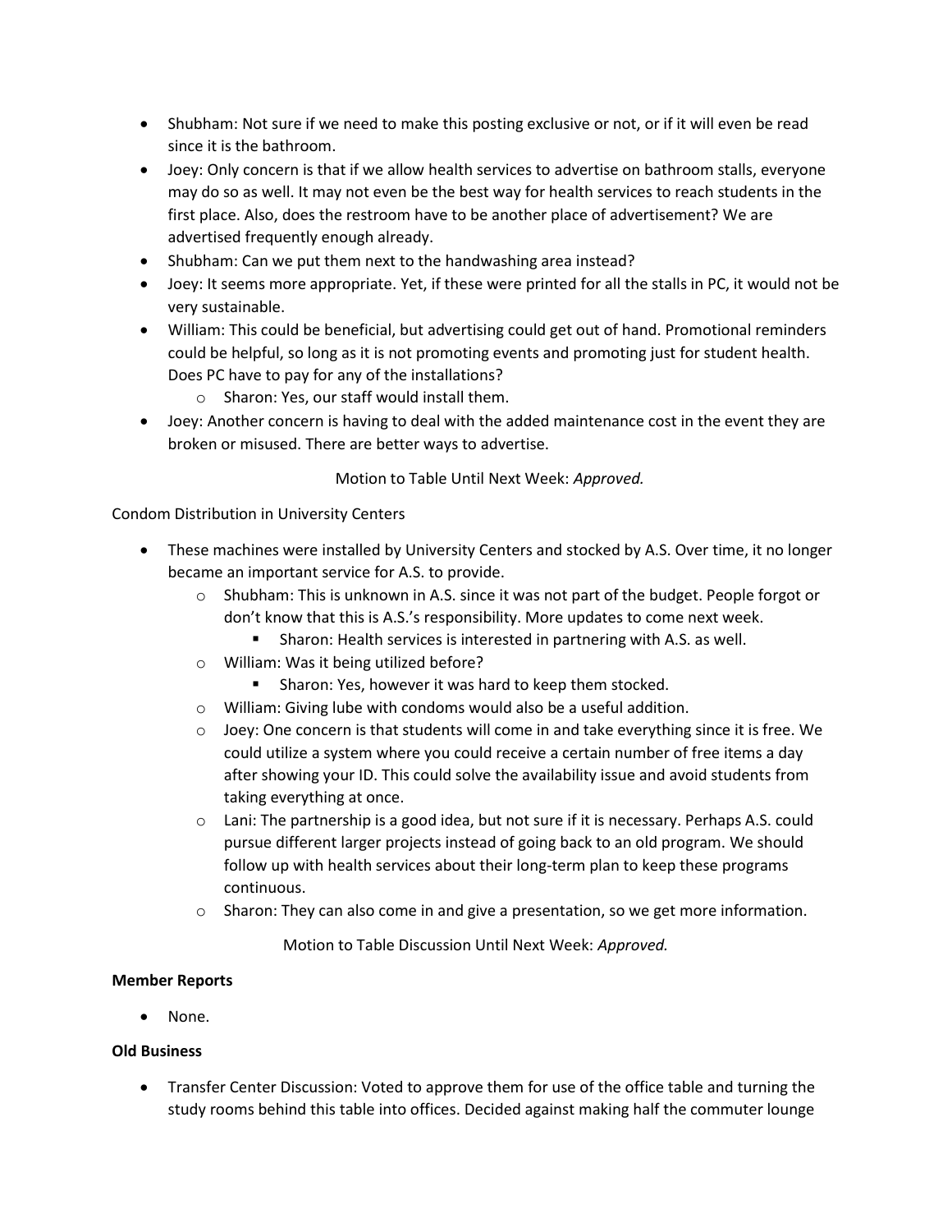- Shubham: Not sure if we need to make this posting exclusive or not, or if it will even be read since it is the bathroom.
- Joey: Only concern is that if we allow health services to advertise on bathroom stalls, everyone may do so as well. It may not even be the best way for health services to reach students in the first place. Also, does the restroom have to be another place of advertisement? We are advertised frequently enough already.
- Shubham: Can we put them next to the handwashing area instead?
- Joey: It seems more appropriate. Yet, if these were printed for all the stalls in PC, it would not be very sustainable.
- William: This could be beneficial, but advertising could get out of hand. Promotional reminders could be helpful, so long as it is not promoting events and promoting just for student health. Does PC have to pay for any of the installations?
    - Sharon: Yes, our staff would install them.
- Joey: Another concern is having to deal with the added maintenance cost in the event they are broken or misused. There are better ways to advertise.

Motion to Table Until Next Week: *Approved.*

Condom Distribution in University Centers

- These machines were installed by University Centers and stocked by A.S. Over time, it no longer became an important service for A.S. to provide.
    - Shubham: This is unknown in A.S. since it was not part of the budget. People forgot or don't know that this is A.S.'s responsibility. More updates to come next week.
        - Sharon: Health services is interested in partnering with A.S. as well.
    - William: Was it being utilized before?
        - Sharon: Yes, however it was hard to keep them stocked.
    - William: Giving lube with condoms would also be a useful addition.
    - Joey: One concern is that students will come in and take everything since it is free. We could utilize a system where you could receive a certain number of free items a day after showing your ID. This could solve the availability issue and avoid students from taking everything at once.
    - Lani: The partnership is a good idea, but not sure if it is necessary. Perhaps A.S. could pursue different larger projects instead of going back to an old program. We should follow up with health services about their long-term plan to keep these programs continuous.
    - Sharon: They can also come in and give a presentation, so we get more information.

Motion to Table Discussion Until Next Week: *Approved.*

**Member Reports**

- None.

**Old Business**

- Transfer Center Discussion: Voted to approve them for use of the office table and turning the study rooms behind this table into offices. Decided against making half the commuter lounge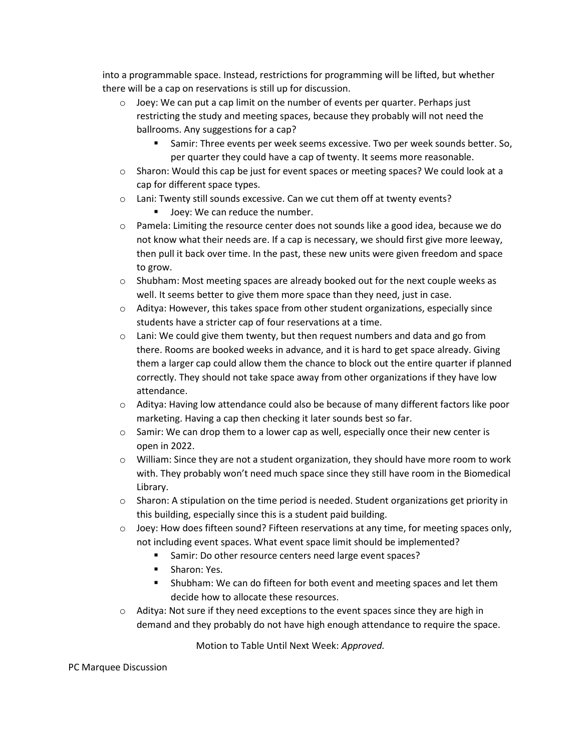into a programmable space. Instead, restrictions for programming will be lifted, but whether there will be a cap on reservations is still up for discussion.

- Joey: We can put a cap limit on the number of events per quarter. Perhaps just restricting the study and meeting spaces, because they probably will not need the ballrooms. Any suggestions for a cap?
  - Samir: Three events per week seems excessive. Two per week sounds better. So, per quarter they could have a cap of twenty. It seems more reasonable.
- Sharon: Would this cap be just for event spaces or meeting spaces? We could look at a cap for different space types.
- Lani: Twenty still sounds excessive. Can we cut them off at twenty events?
  - Joey: We can reduce the number.
- Pamela: Limiting the resource center does not sounds like a good idea, because we do not know what their needs are. If a cap is necessary, we should first give more leeway, then pull it back over time. In the past, these new units were given freedom and space to grow.
- Shubham: Most meeting spaces are already booked out for the next couple weeks as well. It seems better to give them more space than they need, just in case.
- Aditya: However, this takes space from other student organizations, especially since students have a stricter cap of four reservations at a time.
- Lani: We could give them twenty, but then request numbers and data and go from there. Rooms are booked weeks in advance, and it is hard to get space already. Giving them a larger cap could allow them the chance to block out the entire quarter if planned correctly. They should not take space away from other organizations if they have low attendance.
- Aditya: Having low attendance could also be because of many different factors like poor marketing. Having a cap then checking it later sounds best so far.
- Samir: We can drop them to a lower cap as well, especially once their new center is open in 2022.
- William: Since they are not a student organization, they should have more room to work with. They probably won't need much space since they still have room in the Biomedical Library.
- Sharon: A stipulation on the time period is needed. Student organizations get priority in this building, especially since this is a student paid building.
- Joey: How does fifteen sound? Fifteen reservations at any time, for meeting spaces only, not including event spaces. What event space limit should be implemented?
  - Samir: Do other resource centers need large event spaces?
  - Sharon: Yes.
  - Shubham: We can do fifteen for both event and meeting spaces and let them decide how to allocate these resources.
- Aditya: Not sure if they need exceptions to the event spaces since they are high in demand and they probably do not have high enough attendance to require the space.

Motion to Table Until Next Week: *Approved.*

PC Marquee Discussion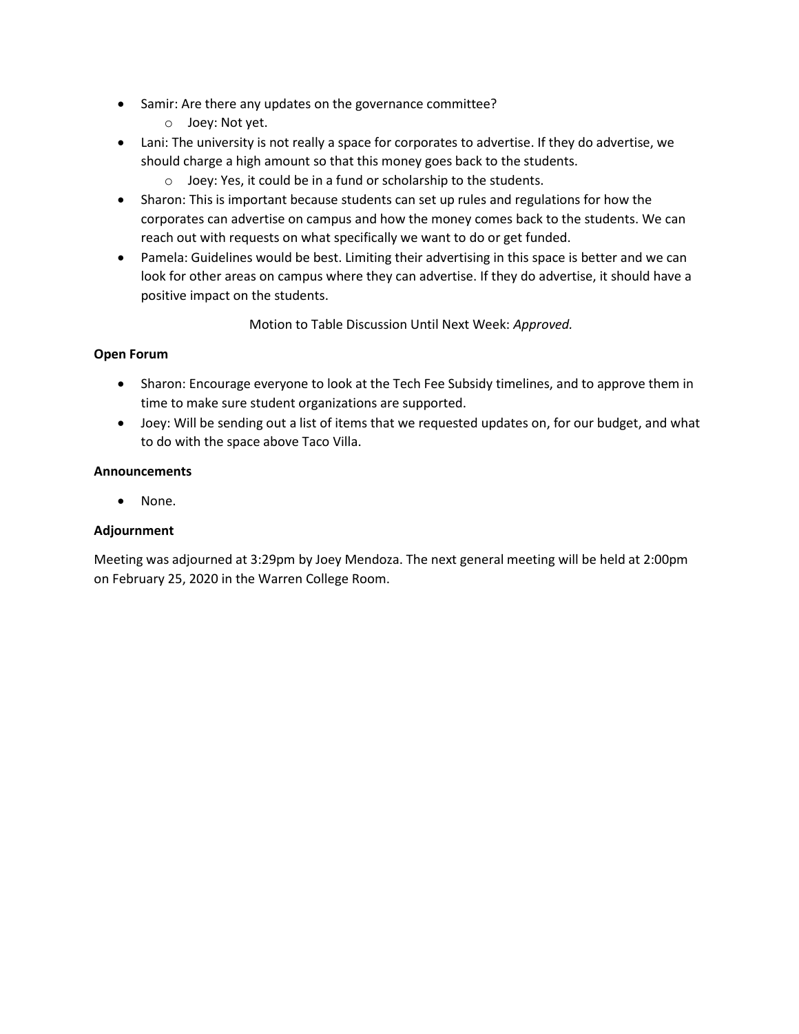- Samir: Are there any updates on the governance committee?
    - Joey: Not yet.
- Lani: The university is not really a space for corporates to advertise. If they do advertise, we should charge a high amount so that this money goes back to the students.
    - Joey: Yes, it could be in a fund or scholarship to the students.
- Sharon: This is important because students can set up rules and regulations for how the corporates can advertise on campus and how the money comes back to the students. We can reach out with requests on what specifically we want to do or get funded.
- Pamela: Guidelines would be best. Limiting their advertising in this space is better and we can look for other areas on campus where they can advertise. If they do advertise, it should have a positive impact on the students.

Motion to Table Discussion Until Next Week: *Approved.*

**Open Forum**

- Sharon: Encourage everyone to look at the Tech Fee Subsidy timelines, and to approve them in time to make sure student organizations are supported.
- Joey: Will be sending out a list of items that we requested updates on, for our budget, and what to do with the space above Taco Villa.

**Announcements**

- None.

**Adjournment**

Meeting was adjourned at 3:29pm by Joey Mendoza. The next general meeting will be held at 2:00pm on February 25, 2020 in the Warren College Room.